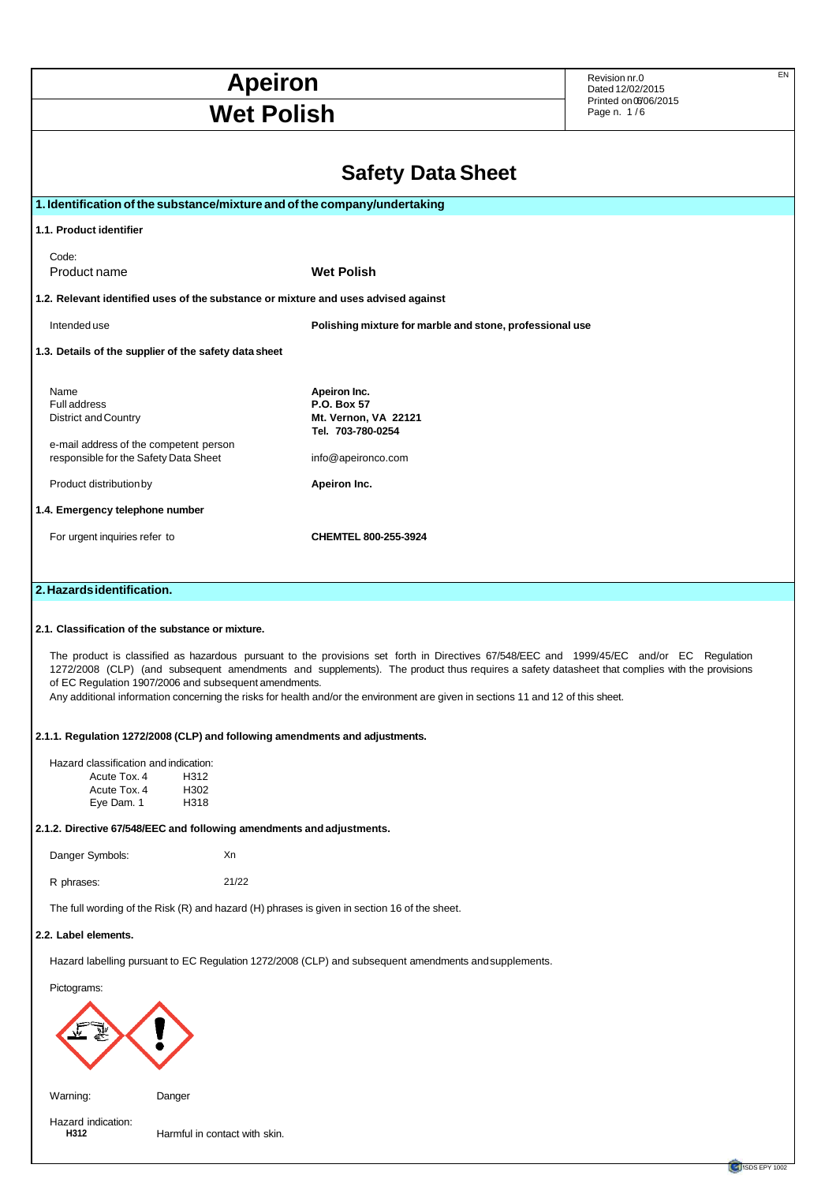# Apeiron

# Wet Polish

Revision nr.0
Dated 12/02/2015
Printed on 08/06/2015

EN

## Safety Data Sheet

### 1. Identification of the substance/mixture and of the company/undertaking

**1.1. Product identifier**

Code:
Product name **Wet Polish**

**1.2. Relevant identified uses of the substance or mixture and uses advised against**

Intended use **Polishing mixture for marble and stone, professional use**

**1.3. Details of the supplier of the safety data sheet**

| | |
|---|---|
| Name | **Apeiron Inc.** |
| Full address | **P.O. Box 57** |
| District and Country | **Mt. Vernon, VA 22121** |
| | **Tel. 703-780-0254** |
| e-mail address of the competent person responsible for the Safety Data Sheet | info@apeironco.com |
| Product distribution by | **Apeiron Inc.** |

**1.4. Emergency telephone number**

For urgent inquiries refer to **CHEMTEL 800-255-3924**

### 2. Hazards identification.

**2.1. Classification of the substance or mixture.**

The product is classified as hazardous pursuant to the provisions set forth in Directives 67/548/EEC and 1999/45/EC and/or EC Regulation 1272/2008 (CLP) (and subsequent amendments and supplements). The product thus requires a safety datasheet that complies with the provisions of EC Regulation 1907/2006 and subsequent amendments.
Any additional information concerning the risks for health and/or the environment are given in sections 11 and 12 of this sheet.

**2.1.1. Regulation 1272/2008 (CLP) and following amendments and adjustments.**

Hazard classification and indication:

| | |
|---|---|
| Acute Tox. 4 | H312 |
| Acute Tox. 4 | H302 |
| Eye Dam. 1 | H318 |

**2.1.2. Directive 67/548/EEC and following amendments and adjustments.**

Danger Symbols: Xn

R phrases: 21/22

The full wording of the Risk (R) and hazard (H) phrases is given in section 16 of the sheet.

**2.2. Label elements.**

Hazard labelling pursuant to EC Regulation 1272/2008 (CLP) and subsequent amendments and supplements.

Pictograms:

Warning: Danger

Hazard indication:
**H312** Harmful in contact with skin.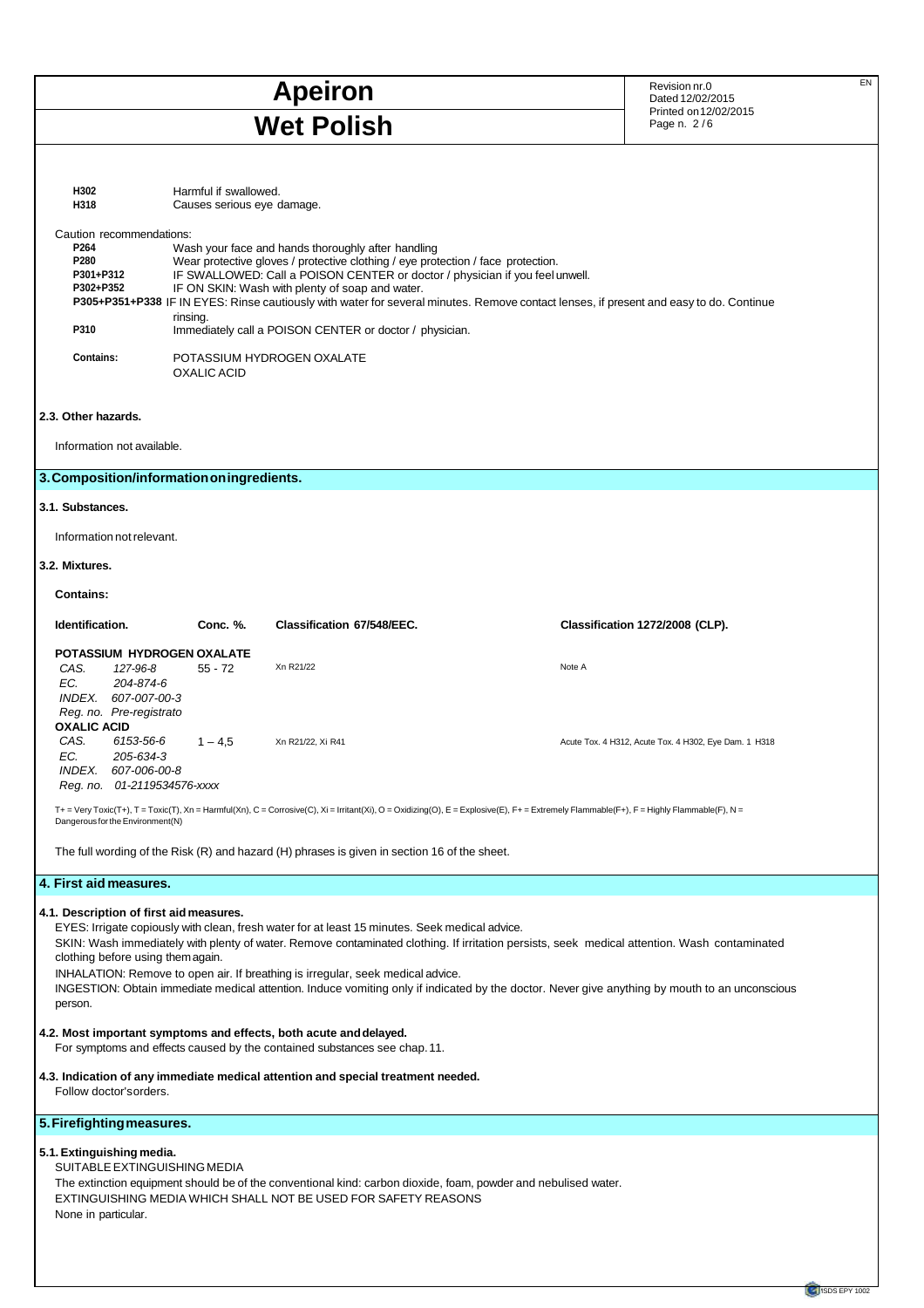| | |
|---|---|
| **H302** | Harmful if swallowed. |
| **H318** | Causes serious eye damage. |

Caution recommendations:

| | |
|---|---|
| **P264** | Wash your face and hands thoroughly after handling |
| **P280** | Wear protective gloves / protective clothing / eye protection / face protection. |
| **P301+P312** | IF SWALLOWED: Call a POISON CENTER or doctor / physician if you feel unwell. |
| **P302+P352** | IF ON SKIN: Wash with plenty of soap and water. |
| **P305+P351+P338** | IF IN EYES: Rinse cautiously with water for several minutes. Remove contact lenses, if present and easy to do. Continue rinsing. |
| **P310** | Immediately call a POISON CENTER or doctor / physician. |

**Contains:** POTASSIUM HYDROGEN OXALATE
OXALIC ACID

### 2.3. Other hazards.

Information not available.

## 3. Composition/information on ingredients.

### 3.1. Substances.

Information not relevant.

### 3.2. Mixtures.

**Contains:**

| Identification. | Conc. %. | Classification 67/548/EEC. | Classification 1272/2008 (CLP). |
|---|---|---|---|
| **POTASSIUM HYDROGEN OXALATE** | | | |
| *CAS. 127-96-8* | 55 - 72 | Xn R21/22 | Note A |
| *EC. 204-874-6* | | | |
| *INDEX. 607-007-00-3* | | | |
| *Reg. no. Pre-registrato* | | | |
| **OXALIC ACID** | | | |
| *CAS. 6153-56-6* | 1 – 4,5 | Xn R21/22, Xi R41 | Acute Tox. 4 H312, Acute Tox. 4 H302, Eye Dam. 1 H318 |
| *EC. 205-634-3* | | | |
| *INDEX. 607-006-00-8* | | | |
| *Reg. no. 01-2119534576-xxxx* | | | |

T+ = Very Toxic(T+), T = Toxic(T), Xn = Harmful(Xn), C = Corrosive(C), Xi = Irritant(Xi), O = Oxidizing(O), E = Explosive(E), F+ = Extremely Flammable(F+), F = Highly Flammable(F), N = Dangerous for the Environment(N)

The full wording of the Risk (R) and hazard (H) phrases is given in section 16 of the sheet.

## 4. First aid measures.

### 4.1. Description of first aid measures.

EYES: Irrigate copiously with clean, fresh water for at least 15 minutes. Seek medical advice.
SKIN: Wash immediately with plenty of water. Remove contaminated clothing. If irritation persists, seek medical attention. Wash contaminated clothing before using them again.
INHALATION: Remove to open air. If breathing is irregular, seek medical advice.
INGESTION: Obtain immediate medical attention. Induce vomiting only if indicated by the doctor. Never give anything by mouth to an unconscious person.

### 4.2. Most important symptoms and effects, both acute and delayed.

For symptoms and effects caused by the contained substances see chap. 11.

### 4.3. Indication of any immediate medical attention and special treatment needed.

Follow doctor's orders.

## 5. Firefighting measures.

### 5.1. Extinguishing media.

SUITABLE EXTINGUISHING MEDIA
The extinction equipment should be of the conventional kind: carbon dioxide, foam, powder and nebulised water.
EXTINGUISHING MEDIA WHICH SHALL NOT BE USED FOR SAFETY REASONS
None in particular.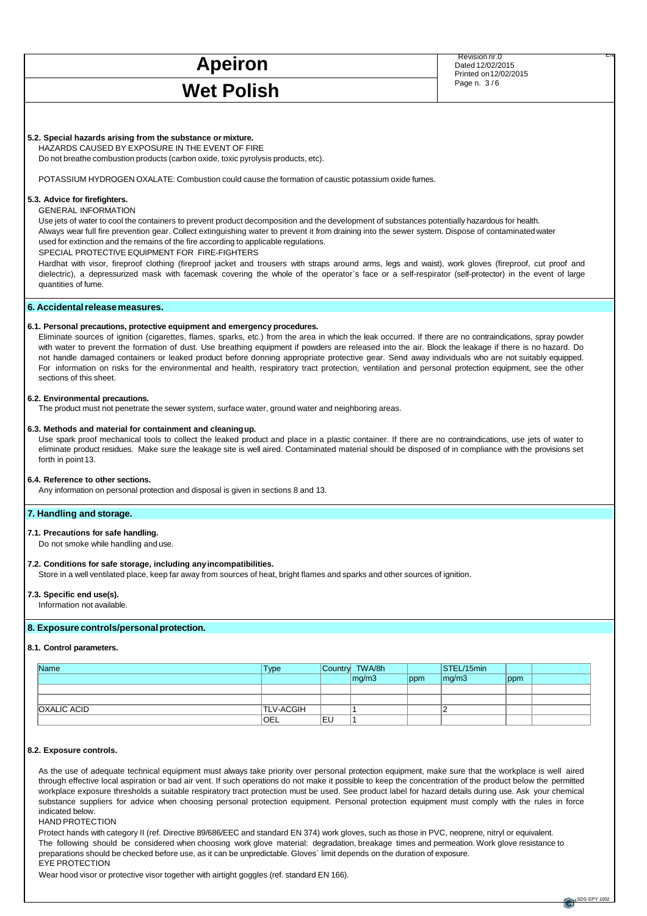**5.2. Special hazards arising from the substance or mixture.**

HAZARDS CAUSED BY EXPOSURE IN THE EVENT OF FIRE

Do not breathe combustion products (carbon oxide, toxic pyrolysis products, etc).

POTASSIUM HYDROGEN OXALATE: Combustion could cause the formation of caustic potassium oxide fumes.

**5.3. Advice for firefighters.**

GENERAL INFORMATION

Use jets of water to cool the containers to prevent product decomposition and the development of substances potentially hazardous for health. Always wear full fire prevention gear. Collect extinguishing water to prevent it from draining into the sewer system. Dispose of contaminated water used for extinction and the remains of the fire according to applicable regulations.

SPECIAL PROTECTIVE EQUIPMENT FOR FIRE-FIGHTERS

Hardhat with visor, fireproof clothing (fireproof jacket and trousers with straps around arms, legs and waist), work gloves (fireproof, cut proof and dielectric), a depressurized mask with facemask covering the whole of the operator`s face or a self-respirator (self-protector) in the event of large quantities of fume.

## 6. Accidental release measures.

**6.1. Personal precautions, protective equipment and emergency procedures.**

Eliminate sources of ignition (cigarettes, flames, sparks, etc.) from the area in which the leak occurred. If there are no contraindications, spray powder with water to prevent the formation of dust. Use breathing equipment if powders are released into the air. Block the leakage if there is no hazard. Do not handle damaged containers or leaked product before donning appropriate protective gear. Send away individuals who are not suitably equipped. For information on risks for the environmental and health, respiratory tract protection, ventilation and personal protection equipment, see the other sections of this sheet.

**6.2. Environmental precautions.**

The product must not penetrate the sewer system, surface water, ground water and neighboring areas.

**6.3. Methods and material for containment and cleaning up.**

Use spark proof mechanical tools to collect the leaked product and place in a plastic container. If there are no contraindications, use jets of water to eliminate product residues. Make sure the leakage site is well aired. Contaminated material should be disposed of in compliance with the provisions set forth in point 13.

**6.4. Reference to other sections.**

Any information on personal protection and disposal is given in sections 8 and 13.

## 7. Handling and storage.

**7.1. Precautions for safe handling.**

Do not smoke while handling and use.

**7.2. Conditions for safe storage, including any incompatibilities.**

Store in a well ventilated place, keep far away from sources of heat, bright flames and sparks and other sources of ignition.

**7.3. Specific end use(s).**

Information not available.

## 8. Exposure controls/personal protection.

**8.1. Control parameters.**

| Name | Type | Country | TWA/8h | | STEL/15min | | |
|---|---|---|---|---|---|---|---|
| | | | mg/m3 | ppm | mg/m3 | ppm | |
| | | | | | | | |
| | | | | | | | |
| OXALIC ACID | TLV-ACGIH | | 1 | | 2 | | |
| | OEL | EU | 1 | | | | |

**8.2. Exposure controls.**

As the use of adequate technical equipment must always take priority over personal protection equipment, make sure that the workplace is well aired through effective local aspiration or bad air vent. If such operations do not make it possible to keep the concentration of the product below the permitted workplace exposure thresholds a suitable respiratory tract protection must be used. See product label for hazard details during use. Ask your chemical substance suppliers for advice when choosing personal protection equipment. Personal protection equipment must comply with the rules in force indicated below.

HAND PROTECTION

Protect hands with category II (ref. Directive 89/686/EEC and standard EN 374) work gloves, such as those in PVC, neoprene, nitryl or equivalent. The following should be considered when choosing work glove material: degradation, breakage times and permeation. Work glove resistance to preparations should be checked before use, as it can be unpredictable. Gloves` limit depends on the duration of exposure.

EYE PROTECTION

Wear hood visor or protective visor together with airtight goggles (ref. standard EN 166).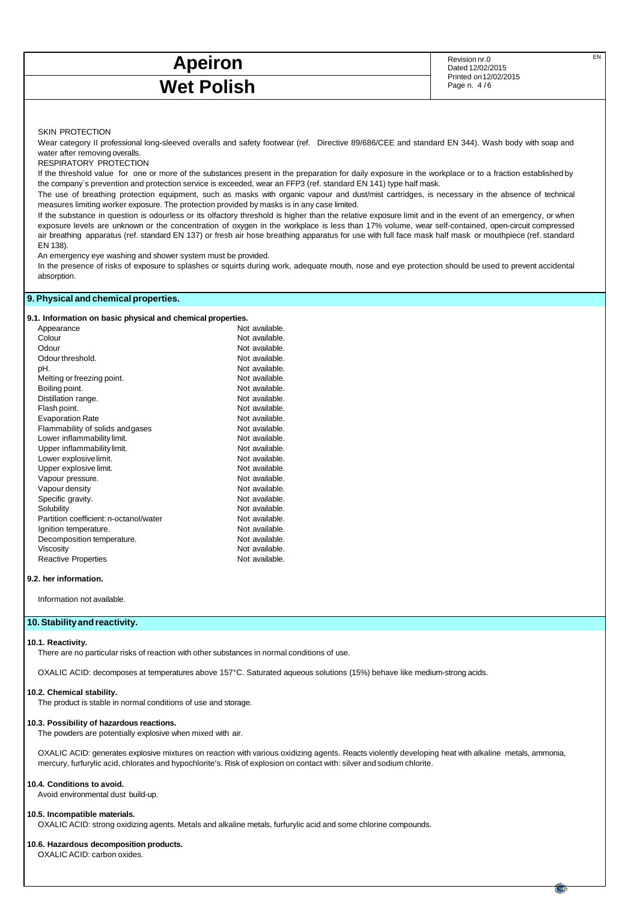SKIN PROTECTION

Wear category II professional long-sleeved overalls and safety footwear (ref. Directive 89/686/CEE and standard EN 344). Wash body with soap and water after removing overalls.

RESPIRATORY PROTECTION

If the threshold value for one or more of the substances present in the preparation for daily exposure in the workplace or to a fraction established by the company`s prevention and protection service is exceeded, wear an FFP3 (ref. standard EN 141) type half mask.

The use of breathing protection equipment, such as masks with organic vapour and dust/mist cartridges, is necessary in the absence of technical measures limiting worker exposure. The protection provided by masks is in any case limited.

If the substance in question is odourless or its olfactory threshold is higher than the relative exposure limit and in the event of an emergency, or when exposure levels are unknown or the concentration of oxygen in the workplace is less than 17% volume, wear self-contained, open-circuit compressed air breathing apparatus (ref. standard EN 137) or fresh air hose breathing apparatus for use with full face mask half mask or mouthpiece (ref. standard EN 138).

An emergency eye washing and shower system must be provided.

In the presence of risks of exposure to splashes or squirts during work, adequate mouth, nose and eye protection should be used to prevent accidental absorption.

## 9. Physical and chemical properties.

### 9.1. Information on basic physical and chemical properties.

| | |
|---|---|
| Appearance | Not available. |
| Colour | Not available. |
| Odour | Not available. |
| Odour threshold. | Not available. |
| pH. | Not available. |
| Melting or freezing point. | Not available. |
| Boiling point. | Not available. |
| Distillation range. | Not available. |
| Flash point. | Not available. |
| Evaporation Rate | Not available. |
| Flammability of solids and gases | Not available. |
| Lower inflammability limit. | Not available. |
| Upper inflammability limit. | Not available. |
| Lower explosive limit. | Not available. |
| Upper explosive limit. | Not available. |
| Vapour pressure. | Not available. |
| Vapour density | Not available. |
| Specific gravity. | Not available. |
| Solubility | Not available. |
| Partition coefficient: n-octanol/water | Not available. |
| Ignition temperature. | Not available. |
| Decomposition temperature. | Not available. |
| Viscosity | Not available. |
| Reactive Properties | Not available. |

### 9.2. her information.

Information not available.

## 10. Stability and reactivity.

### 10.1. Reactivity.

There are no particular risks of reaction with other substances in normal conditions of use.

OXALIC ACID: decomposes at temperatures above 157°C. Saturated aqueous solutions (15%) behave like medium-strong acids.

### 10.2. Chemical stability.

The product is stable in normal conditions of use and storage.

### 10.3. Possibility of hazardous reactions.

The powders are potentially explosive when mixed with air.

OXALIC ACID: generates explosive mixtures on reaction with various oxidizing agents. Reacts violently developing heat with alkaline metals, ammonia, mercury, furfurylic acid, chlorates and hypochlorite's. Risk of explosion on contact with: silver and sodium chlorite.

### 10.4. Conditions to avoid.

Avoid environmental dust build-up.

### 10.5. Incompatible materials.

OXALIC ACID: strong oxidizing agents. Metals and alkaline metals, furfurylic acid and some chlorine compounds.

### 10.6. Hazardous decomposition products.

OXALIC ACID: carbon oxides.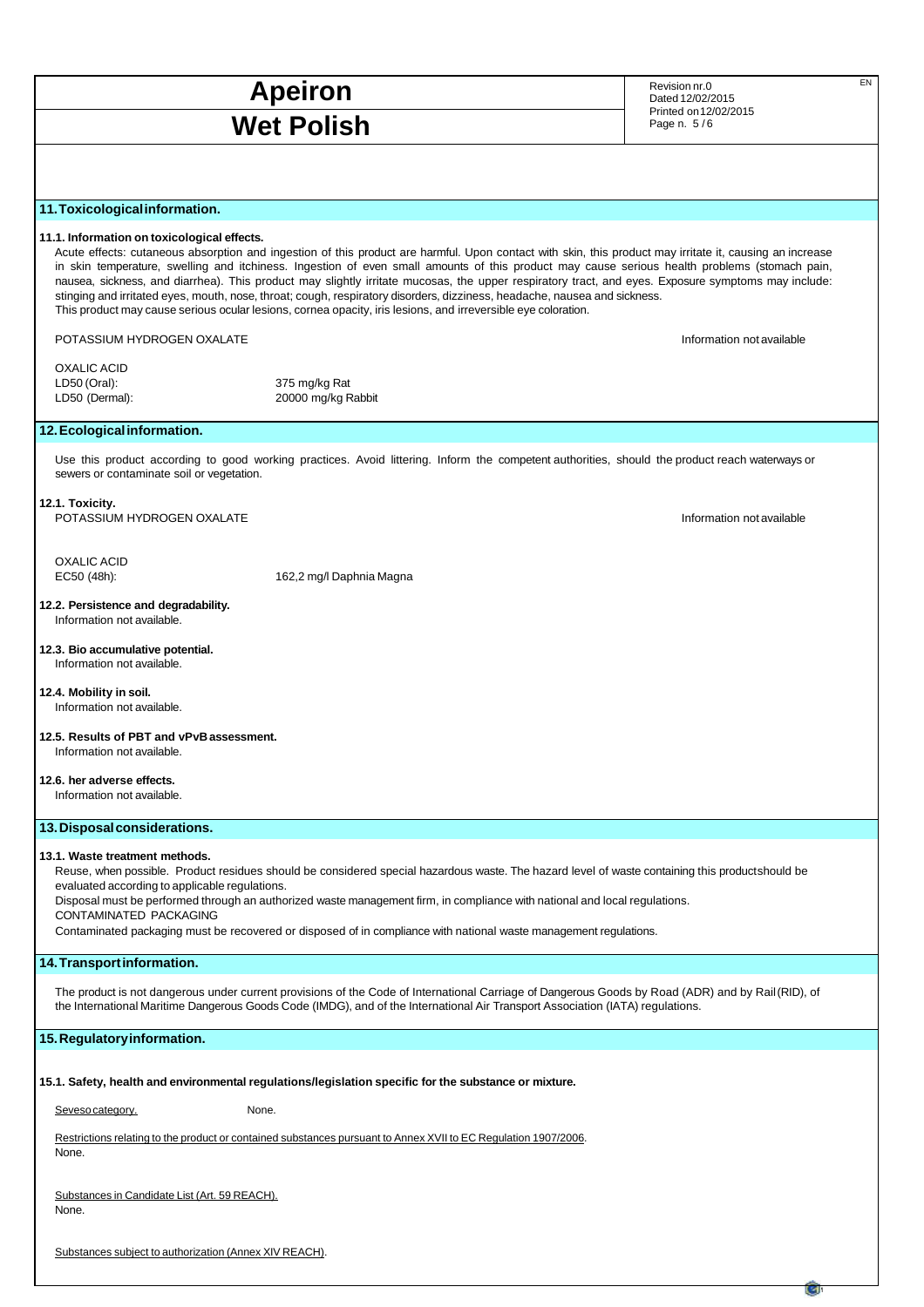## 11. Toxicological information.

**11.1. Information on toxicological effects.**

Acute effects: cutaneous absorption and ingestion of this product are harmful. Upon contact with skin, this product may irritate it, causing an increase in skin temperature, swelling and itchiness. Ingestion of even small amounts of this product may cause serious health problems (stomach pain, nausea, sickness, and diarrhea). This product may slightly irritate mucosas, the upper respiratory tract, and eyes. Exposure symptoms may include: stinging and irritated eyes, mouth, nose, throat; cough, respiratory disorders, dizziness, headache, nausea and sickness.
This product may cause serious ocular lesions, cornea opacity, iris lesions, and irreversible eye coloration.

POTASSIUM HYDROGEN OXALATE — Information not available

OXALIC ACID

| | |
|---|---|
| LD50 (Oral): | 375 mg/kg Rat |
| LD50 (Dermal): | 20000 mg/kg Rabbit |

## 12. Ecological information.

Use this product according to good working practices. Avoid littering. Inform the competent authorities, should the product reach waterways or sewers or contaminate soil or vegetation.

**12.1. Toxicity.**

POTASSIUM HYDROGEN OXALATE — Information not available

OXALIC ACID

| | |
|---|---|
| EC50 (48h): | 162,2 mg/l Daphnia Magna |

**12.2. Persistence and degradability.**

Information not available.

**12.3. Bio accumulative potential.**

Information not available.

**12.4. Mobility in soil.**

Information not available.

**12.5. Results of PBT and vPvB assessment.**

Information not available.

**12.6. her adverse effects.**

Information not available.

## 13. Disposal considerations.

**13.1. Waste treatment methods.**

Reuse, when possible. Product residues should be considered special hazardous waste. The hazard level of waste containing this productshould be evaluated according to applicable regulations.
Disposal must be performed through an authorized waste management firm, in compliance with national and local regulations.
CONTAMINATED PACKAGING
Contaminated packaging must be recovered or disposed of in compliance with national waste management regulations.

## 14. Transport information.

The product is not dangerous under current provisions of the Code of International Carriage of Dangerous Goods by Road (ADR) and by Rail (RID), of the International Maritime Dangerous Goods Code (IMDG), and of the International Air Transport Association (IATA) regulations.

## 15. Regulatory information.

**15.1. Safety, health and environmental regulations/legislation specific for the substance or mixture.**

Seveso category. None.

Restrictions relating to the product or contained substances pursuant to Annex XVII to EC Regulation 1907/2006.
None.

Substances in Candidate List (Art. 59 REACH).
None.

Substances subject to authorization (Annex XIV REACH).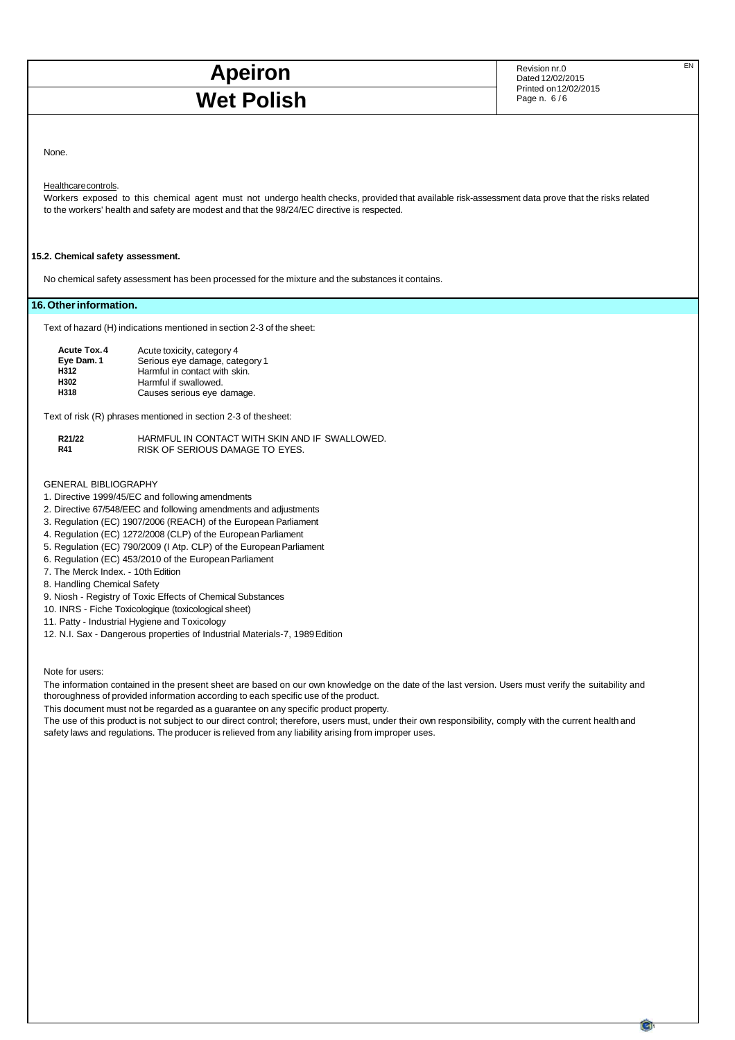None.

Healthcare controls.

Workers exposed to this chemical agent must not undergo health checks, provided that available risk-assessment data prove that the risks related to the workers' health and safety are modest and that the 98/24/EC directive is respected.

**15.2. Chemical safety assessment.**

No chemical safety assessment has been processed for the mixture and the substances it contains.

## 16. Other information.

Text of hazard (H) indications mentioned in section 2-3 of the sheet:

| | |
|---|---|
| **Acute Tox. 4** | Acute toxicity, category 4 |
| **Eye Dam. 1** | Serious eye damage, category 1 |
| **H312** | Harmful in contact with skin. |
| **H302** | Harmful if swallowed. |
| **H318** | Causes serious eye damage. |

Text of risk (R) phrases mentioned in section 2-3 of the sheet:

| | |
|---|---|
| **R21/22** | HARMFUL IN CONTACT WITH SKIN AND IF SWALLOWED. |
| **R41** | RISK OF SERIOUS DAMAGE TO EYES. |

GENERAL BIBLIOGRAPHY

1. Directive 1999/45/EC and following amendments
2. Directive 67/548/EEC and following amendments and adjustments
3. Regulation (EC) 1907/2006 (REACH) of the European Parliament
4. Regulation (EC) 1272/2008 (CLP) of the European Parliament
5. Regulation (EC) 790/2009 (I Atp. CLP) of the European Parliament
6. Regulation (EC) 453/2010 of the European Parliament
7. The Merck Index. - 10th Edition
8. Handling Chemical Safety
9. Niosh - Registry of Toxic Effects of Chemical Substances
10. INRS - Fiche Toxicologique (toxicological sheet)
11. Patty - Industrial Hygiene and Toxicology
12. N.I. Sax - Dangerous properties of Industrial Materials-7, 1989 Edition

Note for users:

The information contained in the present sheet are based on our own knowledge on the date of the last version. Users must verify the suitability and thoroughness of provided information according to each specific use of the product.

This document must not be regarded as a guarantee on any specific product property.

The use of this product is not subject to our direct control; therefore, users must, under their own responsibility, comply with the current health and safety laws and regulations. The producer is relieved from any liability arising from improper uses.